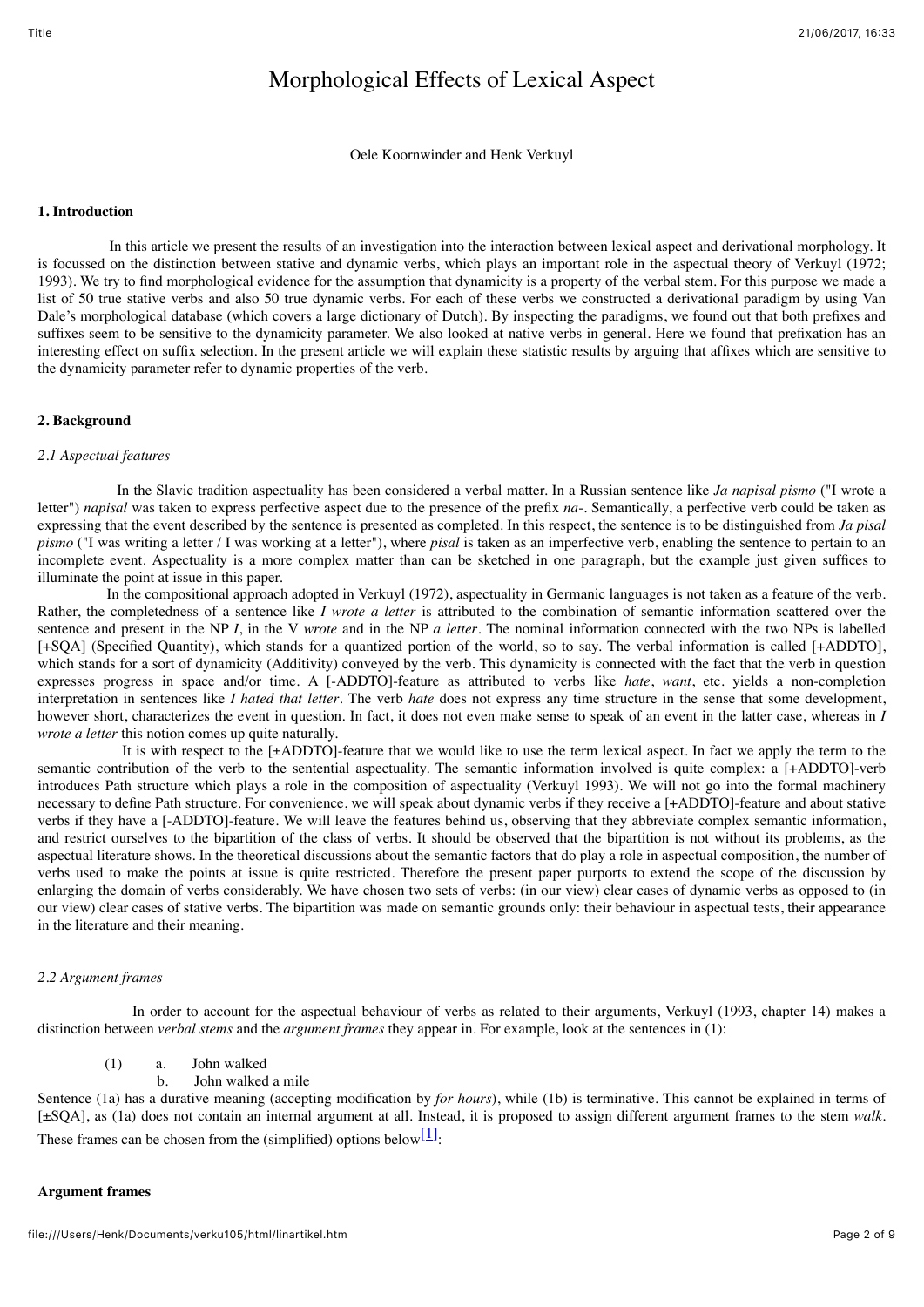# Morphological Effects of Lexical Aspect

Oele Koornwinder and Henk Verkuyl

## 1. Introduction

In this article we present the results of an investigation into the interaction between lexical aspect and derivational morphology. It is focussed on the distinction between stative and dynamic verbs, which plays an important role in the aspectual theory of Verkuyl (1972; 1993). We try to find morphological evidence for the assumption that dynamicity is a property of the verbal stem. For this purpose we made a list of 50 true stative verbs and also 50 true dynamic verbs. For each of these verbs we constructed a derivational paradigm by using Van Dale's morphological database (which covers a large dictionary of Dutch). By inspecting the paradigms, we found out that both prefixes and suffixes seem to be sensitive to the dynamicity parameter. We also looked at native verbs in general. Here we found that prefixation has an interesting effect on suffix selection. In the present article we will explain these statistic results by arguing that affixes which are sensitive to the dynamicity parameter refer to dynamic properties of the verb.

## 2. Background

### *2.1 Aspectual features*

In the Slavic tradition aspectuality has been considered a verbal matter. In a Russian sentence like *Ja napisal pismo* ("I wrote a letter") *napisal* was taken to express perfective aspect due to the presence of the prefix *na-*. Semantically, a perfective verb could be taken as expressing that the event described by the sentence is presented as completed. In this respect, the sentence is to be distinguished from *Ja pisal pismo* ("I was writing a letter / I was working at a letter"), where *pisal* is taken as an imperfective verb, enabling the sentence to pertain to an incomplete event. Aspectuality is a more complex matter than can be sketched in one paragraph, but the example just given suffices to illuminate the point at issue in this paper.

In the compositional approach adopted in Verkuyl (1972), aspectuality in Germanic languages is not taken as a feature of the verb. Rather, the completedness of a sentence like *I wrote a letter* is attributed to the combination of semantic information scattered over the sentence and present in the NP *I*, in the V *wrote* and in the NP *a letter*. The nominal information connected with the two NPs is labelled [+SQA] (Specified Quantity), which stands for a quantized portion of the world, so to say. The verbal information is called [+ADDTO], which stands for a sort of dynamicity (Additivity) conveyed by the verb. This dynamicity is connected with the fact that the verb in question expresses progress in space and/or time. A [-ADDTO]-feature as attributed to verbs like *hate*, *want*, etc. yields a non-completion interpretation in sentences like *I hated that letter*. The verb *hate* does not express any time structure in the sense that some development, however short, characterizes the event in question. In fact, it does not even make sense to speak of an event in the latter case, whereas in *I wrote a letter* this notion comes up quite naturally.

It is with respect to the [±ADDTO]-feature that we would like to use the term lexical aspect. In fact we apply the term to the semantic contribution of the verb to the sentential aspectuality. The semantic information involved is quite complex: a [+ADDTO]-verb introduces Path structure which plays a role in the composition of aspectuality (Verkuyl 1993). We will not go into the formal machinery necessary to define Path structure. For convenience, we will speak about dynamic verbs if they receive a [+ADDTO]-feature and about stative verbs if they have a [-ADDTO]-feature. We will leave the features behind us, observing that they abbreviate complex semantic information, and restrict ourselves to the bipartition of the class of verbs. It should be observed that the bipartition is not without its problems, as the aspectual literature shows. In the theoretical discussions about the semantic factors that do play a role in aspectual composition, the number of verbs used to make the points at issue is quite restricted. Therefore the present paper purports to extend the scope of the discussion by enlarging the domain of verbs considerably. We have chosen two sets of verbs: (in our view) clear cases of dynamic verbs as opposed to (in our view) clear cases of stative verbs. The bipartition was made on semantic grounds only: their behaviour in aspectual tests, their appearance in the literature and their meaning.

### *2.2 Argument frames*

In order to account for the aspectual behaviour of verbs as related to their arguments, Verkuyl (1993, chapter 14) makes a distinction between *verbal stems* and the *argument frames* they appear in. For example, look at the sentences in (1):

(1) a. John walked
b. John walked a mile

Sentence (1a) has a durative meaning (accepting modification by *for hours*), while (1b) is terminative. This cannot be explained in terms of [±SQA], as (1a) does not contain an internal argument at all. Instead, it is proposed to assign different argument frames to the stem *walk*. These frames can be chosen from the (simplified) options below[1]:

**Argument frames**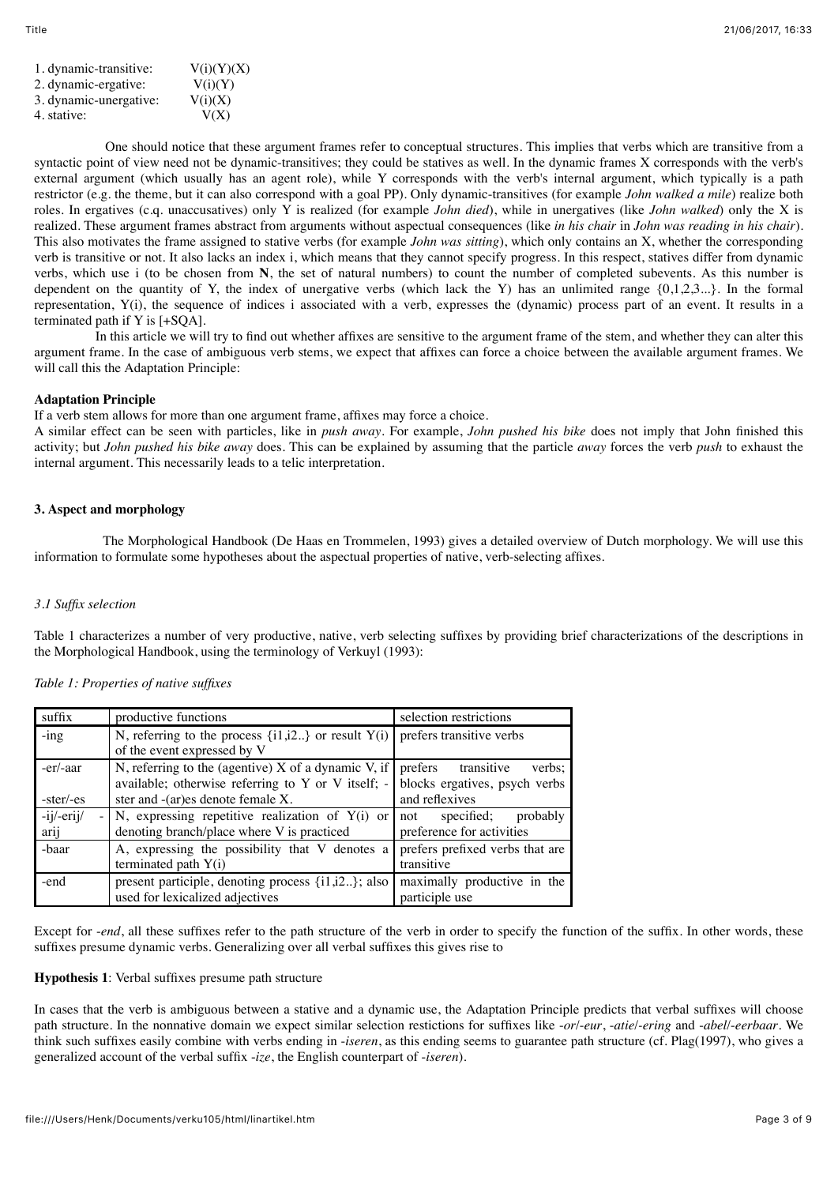1. dynamic-transitive: V(i)(Y)(X)
2. dynamic-ergative: V(i)(Y)
3. dynamic-unergative: V(i)(X)
4. stative: V(X)

One should notice that these argument frames refer to conceptual structures. This implies that verbs which are transitive from a syntactic point of view need not be dynamic-transitives; they could be statives as well. In the dynamic frames X corresponds with the verb's external argument (which usually has an agent role), while Y corresponds with the verb's internal argument, which typically is a path restrictor (e.g. the theme, but it can also correspond with a goal PP). Only dynamic-transitives (for example *John walked a mile*) realize both roles. In ergatives (c.q. unaccusatives) only Y is realized (for example *John died*), while in unergatives (like *John walked*) only the X is realized. These argument frames abstract from arguments without aspectual consequences (like *in his chair* in *John was reading in his chair*). This also motivates the frame assigned to stative verbs (for example *John was sitting*), which only contains an X, whether the corresponding verb is transitive or not. It also lacks an index i, which means that they cannot specify progress. In this respect, statives differ from dynamic verbs, which use i (to be chosen from **N**, the set of natural numbers) to count the number of completed subevents. As this number is dependent on the quantity of Y, the index of unergative verbs (which lack the Y) has an unlimited range {0,1,2,3...}. In the formal representation, Y(i), the sequence of indices i associated with a verb, expresses the (dynamic) process part of an event. It results in a terminated path if Y is [+SQA].

In this article we will try to find out whether affixes are sensitive to the argument frame of the stem, and whether they can alter this argument frame. In the case of ambiguous verb stems, we expect that affixes can force a choice between the available argument frames. We will call this the Adaptation Principle:

**Adaptation Principle**
If a verb stem allows for more than one argument frame, affixes may force a choice.
A similar effect can be seen with particles, like in *push away*. For example, *John pushed his bike* does not imply that John finished this activity; but *John pushed his bike away* does. This can be explained by assuming that the particle *away* forces the verb *push* to exhaust the internal argument. This necessarily leads to a telic interpretation.

### 3. Aspect and morphology

The Morphological Handbook (De Haas en Trommelen, 1993) gives a detailed overview of Dutch morphology. We will use this information to formulate some hypotheses about the aspectual properties of native, verb-selecting affixes.

#### *3.1 Suffix selection*

Table 1 characterizes a number of very productive, native, verb selecting suffixes by providing brief characterizations of the descriptions in the Morphological Handbook, using the terminology of Verkuyl (1993):

*Table 1: Properties of native suffixes*

| suffix | productive functions | selection restrictions |
|---|---|---|
| -ing | N, referring to the process {i1,i2..} or result Y(i) of the event expressed by V | prefers transitive verbs |
| -er/-aar<br>-ster/-es | N, referring to the (agentive) X of a dynamic V, if available; otherwise referring to Y or V itself; -ster and -(ar)es denote female X. | prefers transitive verbs; blocks ergatives, psych verbs and reflexives |
| -ij/-erij/-arij | N, expressing repetitive realization of Y(i) or denoting branch/place where V is practiced | not specified; probably preference for activities |
| -baar | A, expressing the possibility that V denotes a terminated path Y(i) | prefers prefixed verbs that are transitive |
| -end | present participle, denoting process {i1,i2..}; also used for lexicalized adjectives | maximally productive in the participle use |

Except for *-end*, all these suffixes refer to the path structure of the verb in order to specify the function of the suffix. In other words, these suffixes presume dynamic verbs. Generalizing over all verbal suffixes this gives rise to

**Hypothesis 1**: Verbal suffixes presume path structure

In cases that the verb is ambiguous between a stative and a dynamic use, the Adaptation Principle predicts that verbal suffixes will choose path structure. In the nonnative domain we expect similar selection restrictions for suffixes like *-or*/*-eur*, *-atie*/*-ering* and *-abel*/*-eerbaar*. We think such suffixes easily combine with verbs ending in *-iseren*, as this ending seems to guarantee path structure (cf. Plag(1997), who gives a generalized account of the verbal suffix *-ize*, the English counterpart of *-iseren*).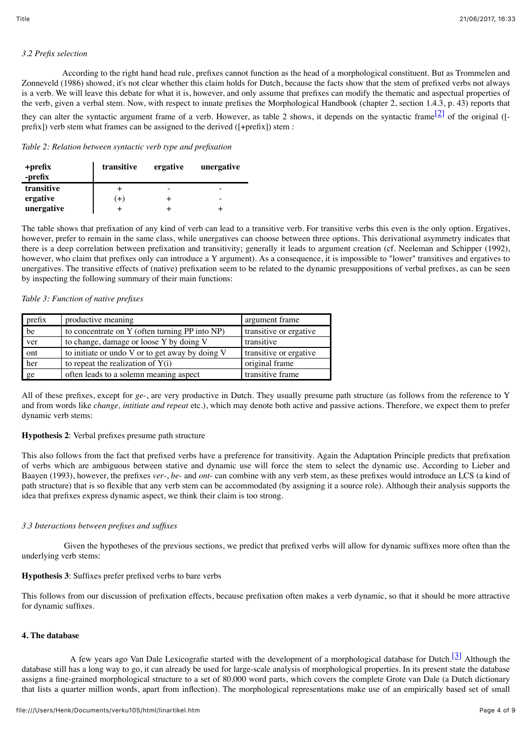*3.2 Prefix selection*

According to the right hand head rule, prefixes cannot function as the head of a morphological constituent. But as Trommelen and Zonneveld (1986) showed, it's not clear whether this claim holds for Dutch, because the facts show that the stem of prefixed verbs not always is a verb. We will leave this debate for what it is, however, and only assume that prefixes can modify the thematic and aspectual properties of the verb, given a verbal stem. Now, with respect to innate prefixes the Morphological Handbook (chapter 2, section 1.4.3, p. 43) reports that they can alter the syntactic argument frame of a verb. However, as table 2 shows, it depends on the syntactic frame[2] of the original ([-prefix]) verb stem what frames can be assigned to the derived ([+prefix]) stem :

*Table 2: Relation between syntactic verb type and prefixation*

| **+prefix** / **-prefix** | **transitive** | **ergative** | **unergative** |
|---|---|---|---|
| **transitive** | + | - | - |
| **ergative** | (+) | + | - |
| **unergative** | + | + | + |

The table shows that prefixation of any kind of verb can lead to a transitive verb. For transitive verbs this even is the only option. Ergatives, however, prefer to remain in the same class, while unergatives can choose between three options. This derivational asymmetry indicates that there is a deep correlation between prefixation and transitivity; generally it leads to argument creation (cf. Neeleman and Schipper (1992), however, who claim that prefixes only can introduce a Y argument). As a consequence, it is impossible to "lower" transitives and ergatives to unergatives. The transitive effects of (native) prefixation seem to be related to the dynamic presuppositions of verbal prefixes, as can be seen by inspecting the following summary of their main functions:

*Table 3: Function of native prefixes*

| prefix | productive meaning | argument frame |
|---|---|---|
| be | to concentrate on Y (often turning PP into NP) | transitive or ergative |
| ver | to change, damage or loose Y by doing V | transitive |
| ont | to initiate or undo V or to get away by doing V | transitive or ergative |
| her | to repeat the realization of Y(i) | original frame |
| ge | often leads to a solemn meaning aspect | transitive frame |

All of these prefixes, except for *ge-*, are very productive in Dutch. They usually presume path structure (as follows from the reference to Y and from words like *change, intitiate and repeat* etc.), which may denote both active and passive actions. Therefore, we expect them to prefer dynamic verb stems:

**Hypothesis 2**: Verbal prefixes presume path structure

This also follows from the fact that prefixed verbs have a preference for transitivity. Again the Adaptation Principle predicts that prefixation of verbs which are ambiguous between stative and dynamic use will force the stem to select the dynamic use. According to Lieber and Baayen (1993), however, the prefixes *ver-*, *be-* and *ont-* can combine with any verb stem, as these prefixes would introduce an LCS (a kind of path structure) that is so flexible that any verb stem can be accommodated (by assigning it a source role). Although their analysis supports the idea that prefixes express dynamic aspect, we think their claim is too strong.

*3.3 Interactions between prefixes and suffixes*

Given the hypotheses of the previous sections, we predict that prefixed verbs will allow for dynamic suffixes more often than the underlying verb stems:

**Hypothesis 3**: Suffixes prefer prefixed verbs to bare verbs

This follows from our discussion of prefixation effects, because prefixation often makes a verb dynamic, so that it should be more attractive for dynamic suffixes.

**4. The database**

A few years ago Van Dale Lexicografie started with the development of a morphological database for Dutch.[3] Although the database still has a long way to go, it can already be used for large-scale analysis of morphological properties. In its present state the database assigns a fine-grained morphological structure to a set of 80.000 word parts, which covers the complete Grote van Dale (a Dutch dictionary that lists a quarter million words, apart from inflection). The morphological representations make use of an empirically based set of small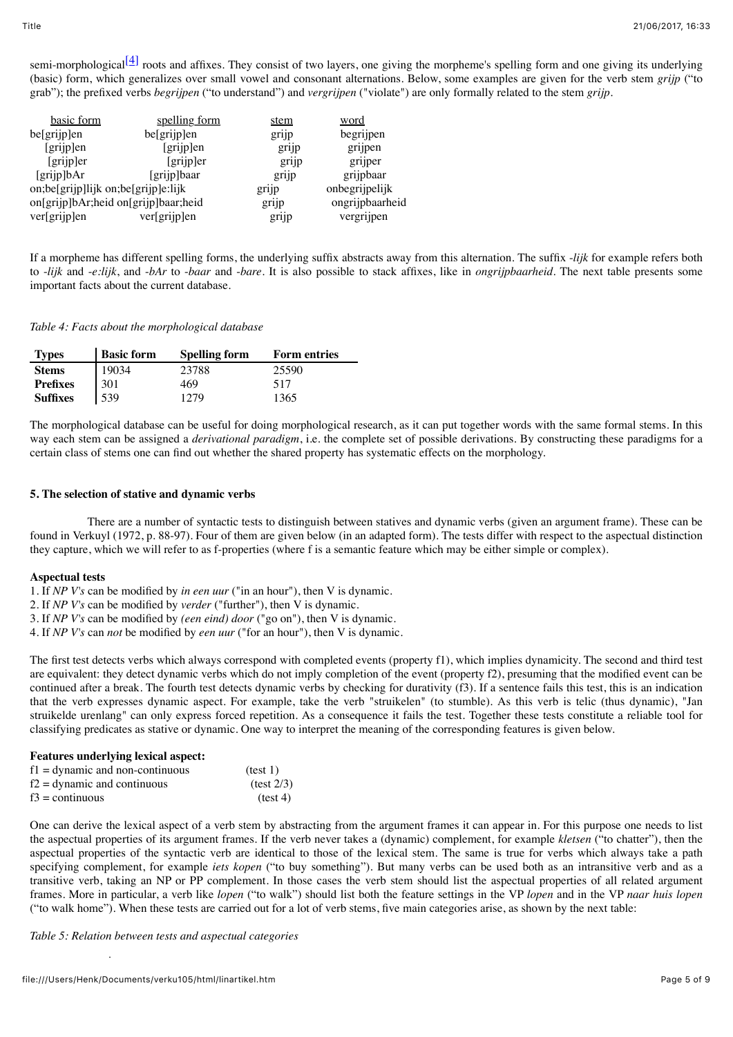semi-morphological[4] roots and affixes. They consist of two layers, one giving the morpheme's spelling form and one giving its underlying (basic) form, which generalizes over small vowel and consonant alternations. Below, some examples are given for the verb stem *grijp* ("to grab"); the prefixed verbs *begrijpen* ("to understand") and *vergrijpen* ("violate") are only formally related to the stem *grijp*.

| basic form | spelling form | stem | word |
|---|---|---|---|
| be[grijp]en | be[grijp]en | grijp | begrijpen |
| [grijp]en | [grijp]en | grijp | grijpen |
| [grijp]er | [grijp]er | grijp | grijper |
| [grijp]bAr | [grijp]baar | grijp | grijpbaar |
| on;be[grijp]lijk | on;be[grijp]e:lijk | grijp | onbegrijpelijk |
| on[grijp]bAr;heid | on[grijp]baar;heid | grijp | ongrijpbaarheid |
| ver[grijp]en | ver[grijp]en | grijp | vergrijpen |

If a morpheme has different spelling forms, the underlying suffix abstracts away from this alternation. The suffix *-lijk* for example refers both to *-lijk* and *-e:lijk*, and *-bAr* to *-baar* and *-bare*. It is also possible to stack affixes, like in *ongrijpbaarheid*. The next table presents some important facts about the current database.

*Table 4: Facts about the morphological database*

| Types | Basic form | Spelling form | Form entries |
|---|---|---|---|
| **Stems** | 19034 | 23788 | 25590 |
| **Prefixes** | 301 | 469 | 517 |
| **Suffixes** | 539 | 1279 | 1365 |

The morphological database can be useful for doing morphological research, as it can put together words with the same formal stems. In this way each stem can be assigned a *derivational paradigm*, i.e. the complete set of possible derivations. By constructing these paradigms for a certain class of stems one can find out whether the shared property has systematic effects on the morphology.

## 5. The selection of stative and dynamic verbs

There are a number of syntactic tests to distinguish between statives and dynamic verbs (given an argument frame). These can be found in Verkuyl (1972, p. 88-97). Four of them are given below (in an adapted form). The tests differ with respect to the aspectual distinction they capture, which we will refer to as f-properties (where f is a semantic feature which may be either simple or complex).

**Aspectual tests**

1. If *NP V's* can be modified by *in een uur* ("in an hour"), then V is dynamic.
2. If *NP V's* can be modified by *verder* ("further"), then V is dynamic.
3. If *NP V's* can be modified by *(een eind) door* ("go on"), then V is dynamic.
4. If *NP V's* can *not* be modified by *een uur* ("for an hour"), then V is dynamic.

The first test detects verbs which always correspond with completed events (property f1), which implies dynamicity. The second and third test are equivalent: they detect dynamic verbs which do not imply completion of the event (property f2), presuming that the modified event can be continued after a break. The fourth test detects dynamic verbs by checking for durativity (f3). If a sentence fails this test, this is an indication that the verb expresses dynamic aspect. For example, take the verb "struikelen" (to stumble). As this verb is telic (thus dynamic), "Jan struikelde urenlang" can only express forced repetition. As a consequence it fails the test. Together these tests constitute a reliable tool for classifying predicates as stative or dynamic. One way to interpret the meaning of the corresponding features is given below.

**Features underlying lexical aspect:**

| | |
|---|---|
| f1 = dynamic and non-continuous | (test 1) |
| f2 = dynamic and continuous | (test 2/3) |
| f3 = continuous | (test 4) |

One can derive the lexical aspect of a verb stem by abstracting from the argument frames it can appear in. For this purpose one needs to list the aspectual properties of its argument frames. If the verb never takes a (dynamic) complement, for example *kletsen* ("to chatter"), then the aspectual properties of the syntactic verb are identical to those of the lexical stem. The same is true for verbs which always take a path specifying complement, for example *iets kopen* ("to buy something"). But many verbs can be used both as an intransitive verb and as a transitive verb, taking an NP or PP complement. In those cases the verb stem should list the aspectual properties of all related argument frames. More in particular, a verb like *lopen* ("to walk") should list both the feature settings in the VP *lopen* and in the VP *naar huis lopen* ("to walk home"). When these tests are carried out for a lot of verb stems, five main categories arise, as shown by the next table:

*Table 5: Relation between tests and aspectual categories*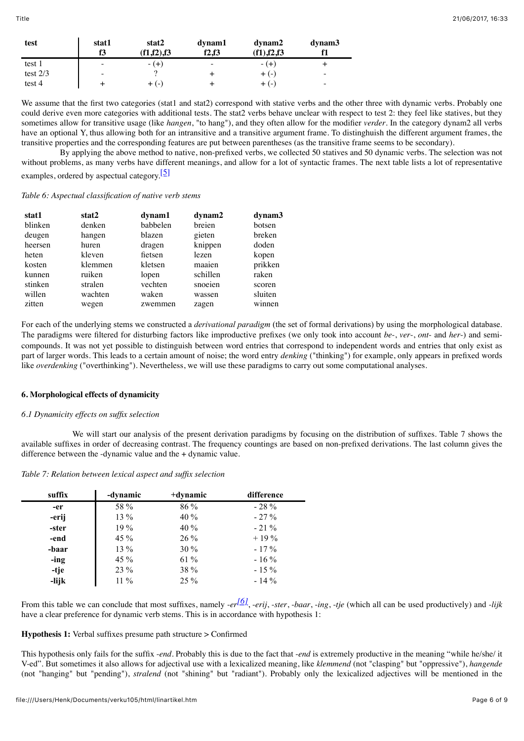| test | stat1 f3 | stat2 (f1,f2),f3 | dynam1 f2,f3 | dynam2 (f1),f2,f3 | dynam3 f1 |
|---|---|---|---|---|---|
| test 1 | - | - (+) | - | - (+) | + |
| test 2/3 | - | ? | + | + (-) | - |
| test 4 | + | + (-) | + | + (-) | - |

We assume that the first two categories (stat1 and stat2) correspond with stative verbs and the other three with dynamic verbs. Probably one could derive even more categories with additional tests. The stat2 verbs behave unclear with respect to test 2: they feel like statives, but they sometimes allow for transitive usage (like *hangen*, "to hang"), and they often allow for the modifier *verder*. In the category dynam2 all verbs have an optional Y, thus allowing both for an intransitive and a transitive argument frame. To distinghuish the different argument frames, the transitive properties and the corresponding features are put between parentheses (as the transitive frame seems to be secondary).

By applying the above method to native, non-prefixed verbs, we collected 50 statives and 50 dynamic verbs. The selection was not without problems, as many verbs have different meanings, and allow for a lot of syntactic frames. The next table lists a lot of representative examples, ordered by aspectual category.[5]

*Table 6: Aspectual classification of native verb stems*

| stat1 | stat2 | dynam1 | dynam2 | dynam3 |
|---|---|---|---|---|
| blinken | denken | babbelen | breien | botsen |
| deugen | hangen | blazen | gieten | breken |
| heersen | huren | dragen | knippen | doden |
| heten | kleven | fietsen | lezen | kopen |
| kosten | klemmen | kletsen | maaien | prikken |
| kunnen | ruiken | lopen | schillen | raken |
| stinken | stralen | vechten | snoeien | scoren |
| willen | wachten | waken | wassen | sluiten |
| zitten | wegen | zwemmen | zagen | winnen |

For each of the underlying stems we constructed a *derivational paradigm* (the set of formal derivations) by using the morphological database. The paradigms were filtered for disturbing factors like improductive prefixes (we only took into account *be-*, *ver-*, *ont-* and *her-*) and semi-compounds. It was not yet possible to distinguish between word entries that correspond to independent words and entries that only exist as part of larger words. This leads to a certain amount of noise; the word entry *denking* ("thinking") for example, only appears in prefixed words like *overdenking* ("overthinking"). Nevertheless, we will use these paradigms to carry out some computational analyses.

## 6. Morphological effects of dynamicity

### *6.1 Dynamicity effects on suffix selection*

We will start our analysis of the present derivation paradigms by focusing on the distribution of suffixes. Table 7 shows the available suffixes in order of decreasing contrast. The frequency countings are based on non-prefixed derivations. The last column gives the difference between the -dynamic value and the + dynamic value.

*Table 7: Relation between lexical aspect and suffix selection*

| suffix | -dynamic | +dynamic | difference |
|---|---|---|---|
| **-er** | 58 % | 86 % | - 28 % |
| **-erij** | 13 % | 40 % | - 27 % |
| **-ster** | 19 % | 40 % | - 21 % |
| **-end** | 45 % | 26 % | + 19 % |
| **-baar** | 13 % | 30 % | - 17 % |
| **-ing** | 45 % | 61 % | - 16 % |
| **-tje** | 23 % | 38 % | - 15 % |
| **-lijk** | 11 % | 25 % | - 14 % |

From this table we can conclude that most suffixes, namely *-er*[6], *-erij*, *-ster*, *-baar*, *-ing*, *-tje* (which all can be used productively) and *-lijk* have a clear preference for dynamic verb stems. This is in accordance with hypothesis 1:

**Hypothesis 1:** Verbal suffixes presume path structure > Confirmed

This hypothesis only fails for the suffix *-end*. Probably this is due to the fact that *-end* is extremely productive in the meaning "while he/she/ it V-ed". But sometimes it also allows for adjectival use with a lexicalized meaning, like *klemmend* (not "clasping" but "oppressive"), *hangende* (not "hanging" but "pending"), *stralend* (not "shining" but "radiant"). Probably only the lexicalized adjectives will be mentioned in the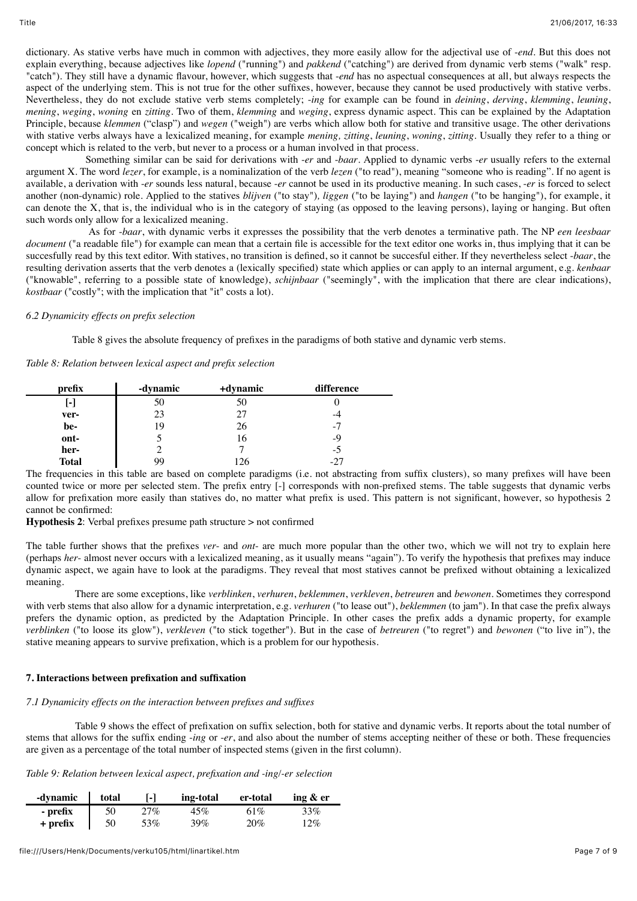dictionary. As stative verbs have much in common with adjectives, they more easily allow for the adjectival use of *-end*. But this does not explain everything, because adjectives like *lopend* ("running") and *pakkend* ("catching") are derived from dynamic verb stems ("walk" resp. "catch"). They still have a dynamic flavour, however, which suggests that *-end* has no aspectual consequences at all, but always respects the aspect of the underlying stem. This is not true for the other suffixes, however, because they cannot be used productively with stative verbs. Nevertheless, they do not exclude stative verb stems completely; *-ing* for example can be found in *deining*, *derving*, *klemming*, *leuning*, *mening*, *weging*, *woning* en *zitting*. Two of them, *klemming* and *weging*, express dynamic aspect. This can be explained by the Adaptation Principle, because *klemmen* ("clasp") and *wegen* ("weigh") are verbs which allow both for stative and transitive usage. The other derivations with stative verbs always have a lexicalized meaning, for example *mening, zitting*, *leuning*, *woning*, *zitting*. Usually they refer to a thing or concept which is related to the verb, but never to a process or a human involved in that process.

Something similar can be said for derivations with *-er* and *-baar*. Applied to dynamic verbs *-er* usually refers to the external argument X. The word *lezer*, for example, is a nominalization of the verb *lezen* ("to read"), meaning "someone who is reading". If no agent is available, a derivation with *-er* sounds less natural, because *-er* cannot be used in its productive meaning. In such cases, *-er* is forced to select another (non-dynamic) role. Applied to the statives *blijven* ("to stay"), *liggen* ("to be laying") and *hangen* ("to be hanging"), for example, it can denote the X, that is, the individual who is in the category of staying (as opposed to the leaving persons), laying or hanging. But often such words only allow for a lexicalized meaning.

As for *-baar*, with dynamic verbs it expresses the possibility that the verb denotes a terminative path. The NP *een leesbaar document* ("a readable file") for example can mean that a certain file is accessible for the text editor one works in, thus implying that it can be succesfully read by this text editor. With statives, no transition is defined, so it cannot be succesful either. If they nevertheless select *-baar*, the resulting derivation asserts that the verb denotes a (lexically specified) state which applies or can apply to an internal argument, e.g. *kenbaar* ("knowable", referring to a possible state of knowledge), *schijnbaar* ("seemingly", with the implication that there are clear indications), *kostbaar* ("costly"; with the implication that "it" costs a lot).

### *6.2 Dynamicity effects on prefix selection*

Table 8 gives the absolute frequency of prefixes in the paradigms of both stative and dynamic verb stems.

*Table 8: Relation between lexical aspect and prefix selection*

| prefix | -dynamic | +dynamic | difference |
|---|---|---|---|
| [-] | 50 | 50 | 0 |
| ver- | 23 | 27 | -4 |
| be- | 19 | 26 | -7 |
| ont- | 5 | 16 | -9 |
| her- | 2 | 7 | -5 |
| Total | 99 | 126 | -27 |

The frequencies in this table are based on complete paradigms (i.e. not abstracting from suffix clusters), so many prefixes will have been counted twice or more per selected stem. The prefix entry [-] corresponds with non-prefixed stems. The table suggests that dynamic verbs allow for prefixation more easily than statives do, no matter what prefix is used. This pattern is not significant, however, so hypothesis 2 cannot be confirmed:

**Hypothesis 2**: Verbal prefixes presume path structure > not confirmed

The table further shows that the prefixes *ver-* and *ont-* are much more popular than the other two, which we will not try to explain here (perhaps *her-* almost never occurs with a lexicalized meaning, as it usually means "again"). To verify the hypothesis that prefixes may induce dynamic aspect, we again have to look at the paradigms. They reveal that most statives cannot be prefixed without obtaining a lexicalized meaning.

There are some exceptions, like *verblinken*, *verhuren*, *beklemmen*, *verkleven*, *betreuren* and *bewonen*. Sometimes they correspond with verb stems that also allow for a dynamic interpretation, e.g. *verhuren* ("to lease out"), *beklemmen* (to jam"). In that case the prefix always prefers the dynamic option, as predicted by the Adaptation Principle. In other cases the prefix adds a dynamic property, for example *verblinken* ("to loose its glow"), *verkleven* ("to stick together"). But in the case of *betreuren* ("to regret") and *bewonen* ("to live in"), the stative meaning appears to survive prefixation, which is a problem for our hypothesis.

## 7. Interactions between prefixation and suffixation

### *7.1 Dynamicity effects on the interaction between prefixes and suffixes*

Table 9 shows the effect of prefixation on suffix selection, both for stative and dynamic verbs. It reports about the total number of stems that allows for the suffix ending *-ing* or *-er*, and also about the number of stems accepting neither of these or both. These frequencies are given as a percentage of the total number of inspected stems (given in the first column).

*Table 9: Relation between lexical aspect, prefixation and -ing/-er selection*

| -dynamic | total | [-] | ing-total | er-total | ing & er |
|---|---|---|---|---|---|
| - prefix | 50 | 27% | 45% | 61% | 33% |
| + prefix | 50 | 53% | 39% | 20% | 12% |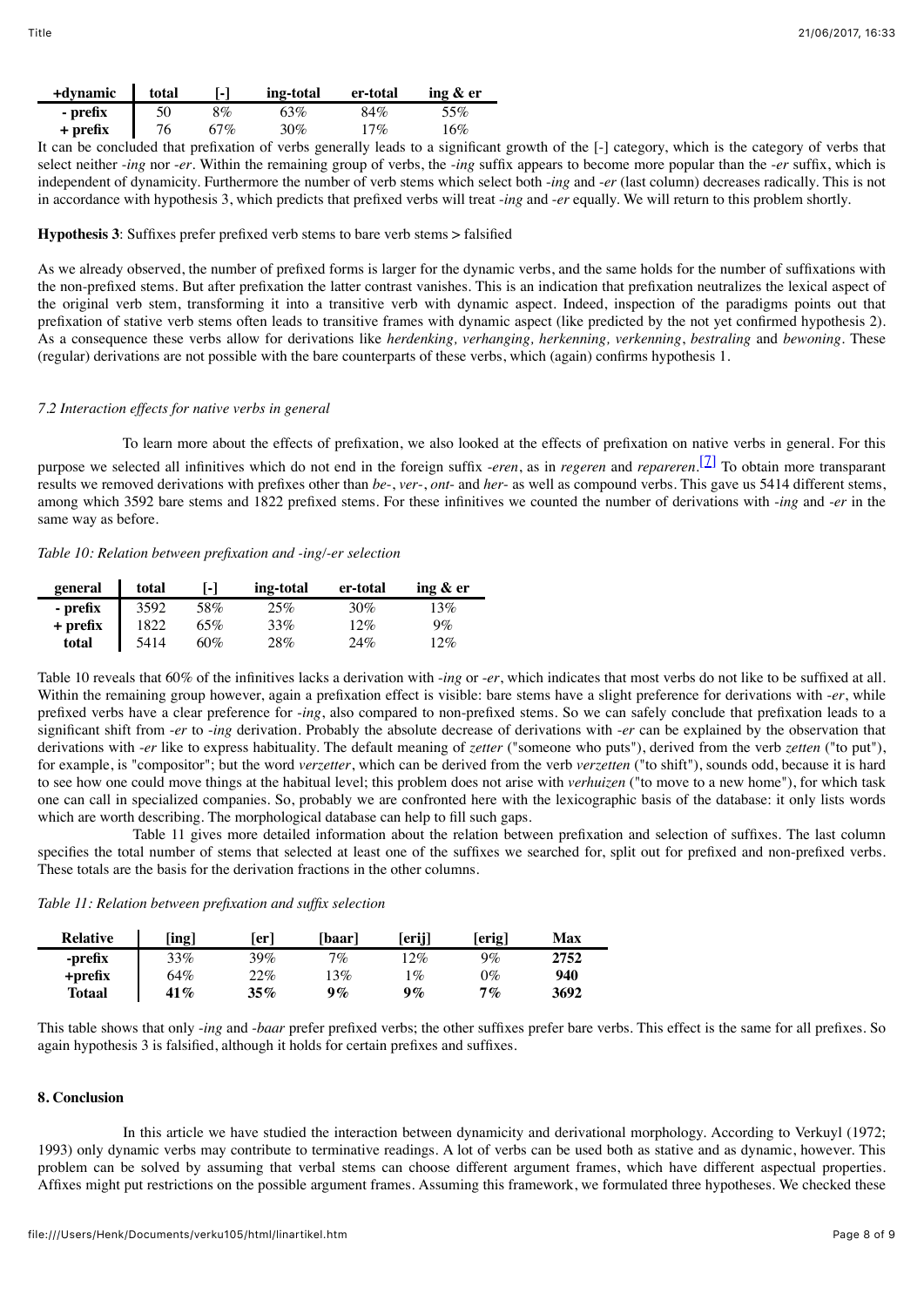| +dynamic | total | [-] | ing-total | er-total | ing & er |
|---|---|---|---|---|---|
| - prefix | 50 | 8% | 63% | 84% | 55% |
| + prefix | 76 | 67% | 30% | 17% | 16% |

It can be concluded that prefixation of verbs generally leads to a significant growth of the [-] category, which is the category of verbs that select neither *-ing* nor *-er*. Within the remaining group of verbs, the *-ing* suffix appears to become more popular than the *-er* suffix, which is independent of dynamicity. Furthermore the number of verb stems which select both *-ing* and *-er* (last column) decreases radically. This is not in accordance with hypothesis 3, which predicts that prefixed verbs will treat *-ing* and *-er* equally. We will return to this problem shortly.

**Hypothesis 3**: Suffixes prefer prefixed verb stems to bare verb stems > falsified

As we already observed, the number of prefixed forms is larger for the dynamic verbs, and the same holds for the number of suffixations with the non-prefixed stems. But after prefixation the latter contrast vanishes. This is an indication that prefixation neutralizes the lexical aspect of the original verb stem, transforming it into a transitive verb with dynamic aspect. Indeed, inspection of the paradigms points out that prefixation of stative verb stems often leads to transitive frames with dynamic aspect (like predicted by the not yet confirmed hypothesis 2). As a consequence these verbs allow for derivations like *herdenking, verhanging, herkenning, verkenning*, *bestraling* and *bewoning*. These (regular) derivations are not possible with the bare counterparts of these verbs, which (again) confirms hypothesis 1.

*7.2 Interaction effects for native verbs in general*

To learn more about the effects of prefixation, we also looked at the effects of prefixation on native verbs in general. For this purpose we selected all infinitives which do not end in the foreign suffix *-eren*, as in *regeren* and *repareren*.[7] To obtain more transparant results we removed derivations with prefixes other than *be-*, *ver-*, *ont-* and *her-* as well as compound verbs. This gave us 5414 different stems, among which 3592 bare stems and 1822 prefixed stems. For these infinitives we counted the number of derivations with *-ing* and *-er* in the same way as before.

*Table 10: Relation between prefixation and -ing/-er selection*

| general | total | [-] | ing-total | er-total | ing & er |
|---|---|---|---|---|---|
| - prefix | 3592 | 58% | 25% | 30% | 13% |
| + prefix | 1822 | 65% | 33% | 12% | 9% |
| total | 5414 | 60% | 28% | 24% | 12% |

Table 10 reveals that 60% of the infinitives lacks a derivation with *-ing* or *-er*, which indicates that most verbs do not like to be suffixed at all. Within the remaining group however, again a prefixation effect is visible: bare stems have a slight preference for derivations with *-er*, while prefixed verbs have a clear preference for *-ing*, also compared to non-prefixed stems. So we can safely conclude that prefixation leads to a significant shift from *-er* to *-ing* derivation. Probably the absolute decrease of derivations with *-er* can be explained by the observation that derivations with *-er* like to express habituality. The default meaning of *zetter* ("someone who puts"), derived from the verb *zetten* ("to put"), for example, is "compositor"; but the word *verzetter*, which can be derived from the verb *verzetten* ("to shift"), sounds odd, because it is hard to see how one could move things at the habitual level; this problem does not arise with *verhuizen* ("to move to a new home"), for which task one can call in specialized companies. So, probably we are confronted here with the lexicographic basis of the database: it only lists words which are worth describing. The morphological database can help to fill such gaps.

Table 11 gives more detailed information about the relation between prefixation and selection of suffixes. The last column specifies the total number of stems that selected at least one of the suffixes we searched for, split out for prefixed and non-prefixed verbs. These totals are the basis for the derivation fractions in the other columns.

*Table 11: Relation between prefixation and suffix selection*

| Relative | [ing] | [er] | [baar] | [erij] | [erig] | Max |
|---|---|---|---|---|---|---|
| -prefix | 33% | 39% | 7% | 12% | 9% | **2752** |
| +prefix | 64% | 22% | 13% | 1% | 0% | **940** |
| **Totaal** | **41%** | **35%** | **9%** | **9%** | **7%** | **3692** |

This table shows that only *-ing* and *-baar* prefer prefixed verbs; the other suffixes prefer bare verbs. This effect is the same for all prefixes. So again hypothesis 3 is falsified, although it holds for certain prefixes and suffixes.

**8. Conclusion**

In this article we have studied the interaction between dynamicity and derivational morphology. According to Verkuyl (1972; 1993) only dynamic verbs may contribute to terminative readings. A lot of verbs can be used both as stative and as dynamic, however. This problem can be solved by assuming that verbal stems can choose different argument frames, which have different aspectual properties. Affixes might put restrictions on the possible argument frames. Assuming this framework, we formulated three hypotheses. We checked these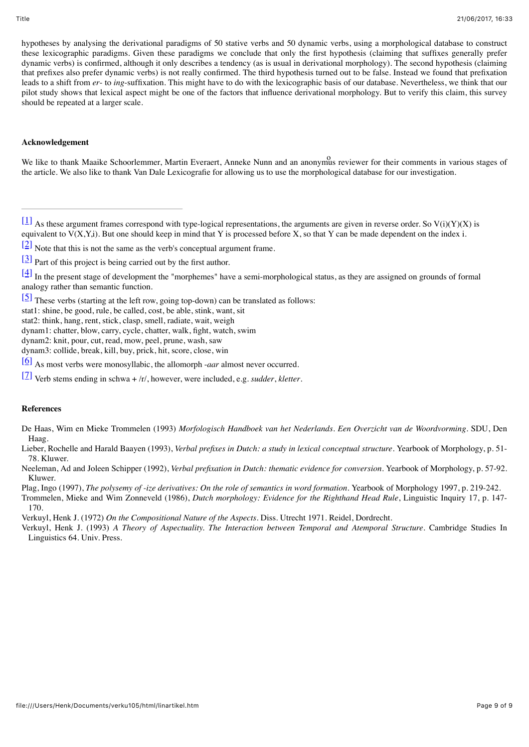hypotheses by analysing the derivational paradigms of 50 stative verbs and 50 dynamic verbs, using a morphological database to construct these lexicographic paradigms. Given these paradigms we conclude that only the first hypothesis (claiming that suffixes generally prefer dynamic verbs) is confirmed, although it only describes a tendency (as is usual in derivational morphology). The second hypothesis (claiming that prefixes also prefer dynamic verbs) is not really confirmed. The third hypothesis turned out to be false. Instead we found that prefixation leads to a shift from *er-* to *ing*-suffixation. This might have to do with the lexicographic basis of our database. Nevertheless, we think that our pilot study shows that lexical aspect might be one of the factors that influence derivational morphology. But to verify this claim, this survey should be repeated at a larger scale.

**Acknowledgement**

We like to thank Maaike Schoorlemmer, Martin Everaert, Anneke Nunn and an anonymous reviewer for their comments in various stages of the article. We also like to thank Van Dale Lexicografie for allowing us to use the morphological database for our investigation.

---

[1] As these argument frames correspond with type-logical representations, the arguments are given in reverse order. So V(i)(Y)(X) is equivalent to V(X,Y,i). But one should keep in mind that Y is processed before X, so that Y can be made dependent on the index i.

[2] Note that this is not the same as the verb's conceptual argument frame.

[3] Part of this project is being carried out by the first author.

[4] In the present stage of development the "morphemes" have a semi-morphological status, as they are assigned on grounds of formal analogy rather than semantic function.

[5] These verbs (starting at the left row, going top-down) can be translated as follows:
stat1: shine, be good, rule, be called, cost, be able, stink, want, sit
stat2: think, hang, rent, stick, clasp, smell, radiate, wait, weigh
dynam1: chatter, blow, carry, cycle, chatter, walk, fight, watch, swim
dynam2: knit, pour, cut, read, mow, peel, prune, wash, saw
dynam3: collide, break, kill, buy, prick, hit, score, close, win

[6] As most verbs were monosyllabic, the allomorph *-aar* almost never occurred.

[7] Verb stems ending in schwa + /r/, however, were included, e.g. *sudder*, *kletter*.

**References**

De Haas, Wim en Mieke Trommelen (1993) *Morfologisch Handboek van het Nederlands. Een Overzicht van de Woordvorming*. SDU, Den Haag.

Lieber, Rochelle and Harald Baayen (1993), *Verbal prefixes in Dutch: a study in lexical conceptual structure*. Yearbook of Morphology, p. 51-78. Kluwer.

Neeleman, Ad and Joleen Schipper (1992), *Verbal prefixation in Dutch: thematic evidence for conversion*. Yearbook of Morphology, p. 57-92. Kluwer.

Plag, Ingo (1997), *The polysemy of -ize derivatives: On the role of semantics in word formation*. Yearbook of Morphology 1997, p. 219-242.

Trommelen, Mieke and Wim Zonneveld (1986), *Dutch morphology: Evidence for the Righthand Head Rule*, Linguistic Inquiry 17, p. 147-170.

Verkuyl, Henk J. (1972) *On the Compositional Nature of the Aspects*. Diss. Utrecht 1971. Reidel, Dordrecht.

Verkuyl, Henk J. (1993) *A Theory of Aspectuality. The Interaction between Temporal and Atemporal Structure*. Cambridge Studies In Linguistics 64. Univ. Press.